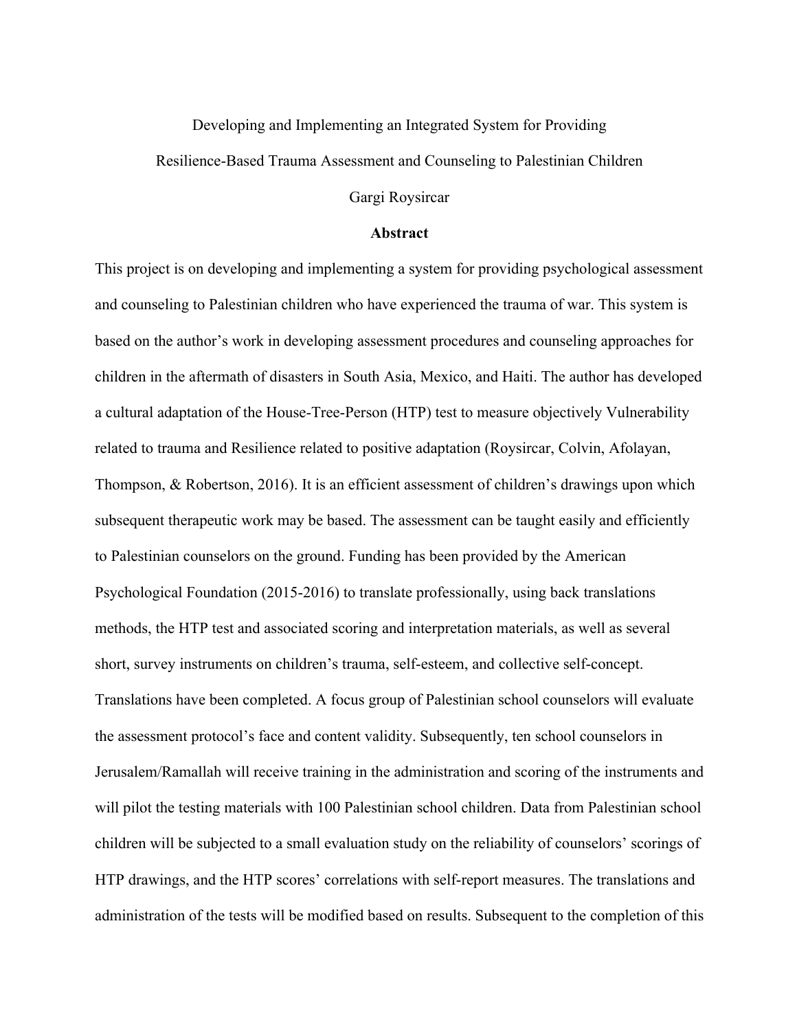# Developing and Implementing an Integrated System for Providing Resilience-Based Trauma Assessment and Counseling to Palestinian Children

Gargi Roysircar

## Abstract

This project is on developing and implementing a system for providing psychological assessment and counseling to Palestinian children who have experienced the trauma of war. This system is based on the author's work in developing assessment procedures and counseling approaches for children in the aftermath of disasters in South Asia, Mexico, and Haiti. The author has developed a cultural adaptation of the House-Tree-Person (HTP) test to measure objectively Vulnerability related to trauma and Resilience related to positive adaptation (Roysircar, Colvin, Afolayan, Thompson, & Robertson, 2016). It is an efficient assessment of children's drawings upon which subsequent therapeutic work may be based. The assessment can be taught easily and efficiently to Palestinian counselors on the ground. Funding has been provided by the American Psychological Foundation (2015-2016) to translate professionally, using back translations methods, the HTP test and associated scoring and interpretation materials, as well as several short, survey instruments on children's trauma, self-esteem, and collective self-concept. Translations have been completed. A focus group of Palestinian school counselors will evaluate the assessment protocol's face and content validity. Subsequently, ten school counselors in Jerusalem/Ramallah will receive training in the administration and scoring of the instruments and will pilot the testing materials with 100 Palestinian school children. Data from Palestinian school children will be subjected to a small evaluation study on the reliability of counselors' scorings of HTP drawings, and the HTP scores' correlations with self-report measures. The translations and administration of the tests will be modified based on results. Subsequent to the completion of this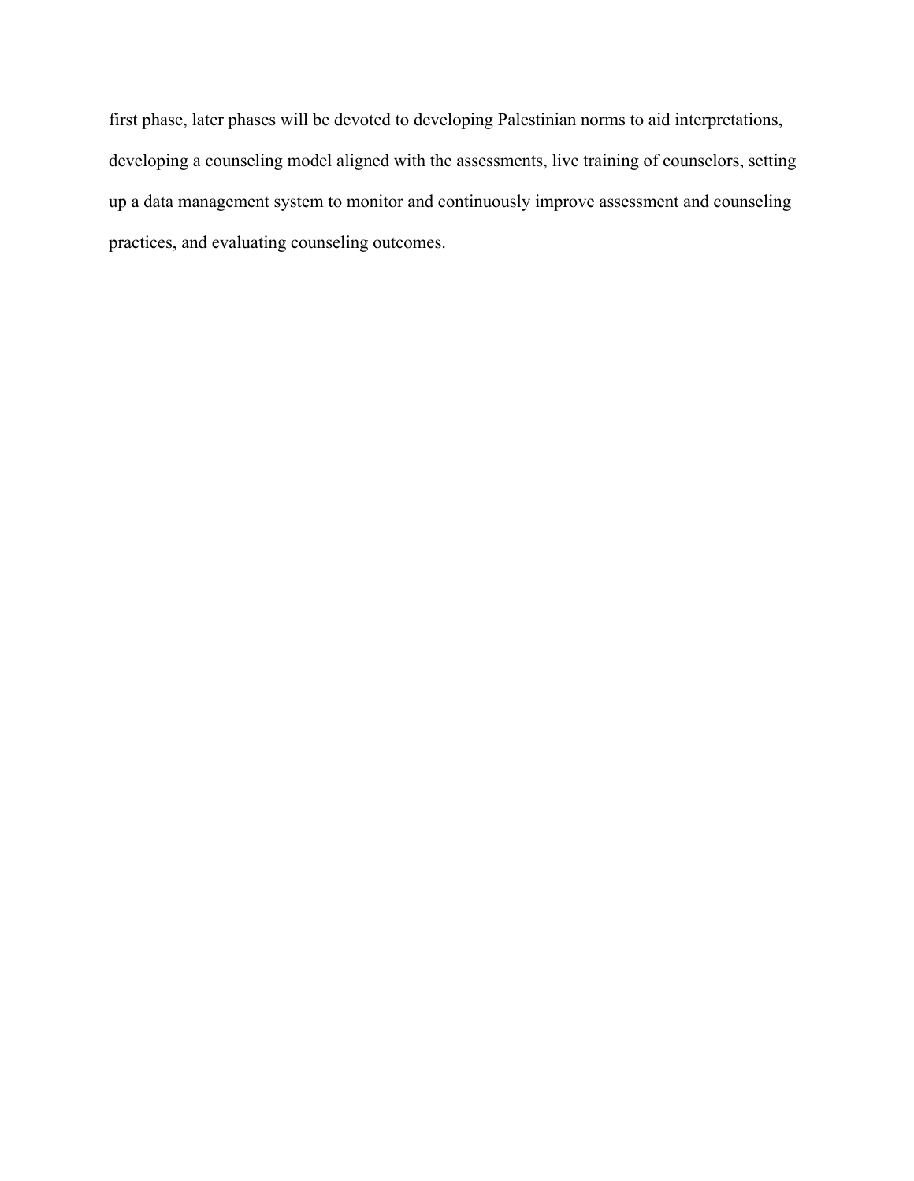first phase, later phases will be devoted to developing Palestinian norms to aid interpretations, developing a counseling model aligned with the assessments, live training of counselors, setting up a data management system to monitor and continuously improve assessment and counseling practices, and evaluating counseling outcomes.